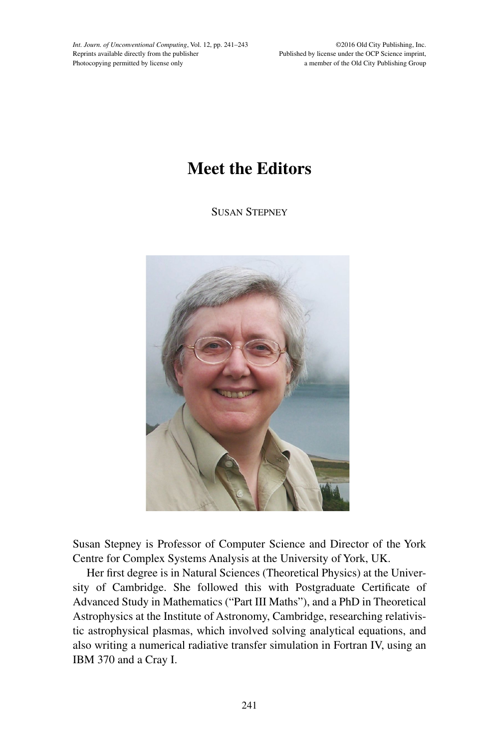# Meet the Editors

SUSAN STEPNEY

Susan Stepney is Professor of Computer Science and Director of the York Centre for Complex Systems Analysis at the University of York, UK.

Her first degree is in Natural Sciences (Theoretical Physics) at the University of Cambridge. She followed this with Postgraduate Certificate of Advanced Study in Mathematics ("Part III Maths"), and a PhD in Theoretical Astrophysics at the Institute of Astronomy, Cambridge, researching relativistic astrophysical plasmas, which involved solving analytical equations, and also writing a numerical radiative transfer simulation in Fortran IV, using an IBM 370 and a Cray I.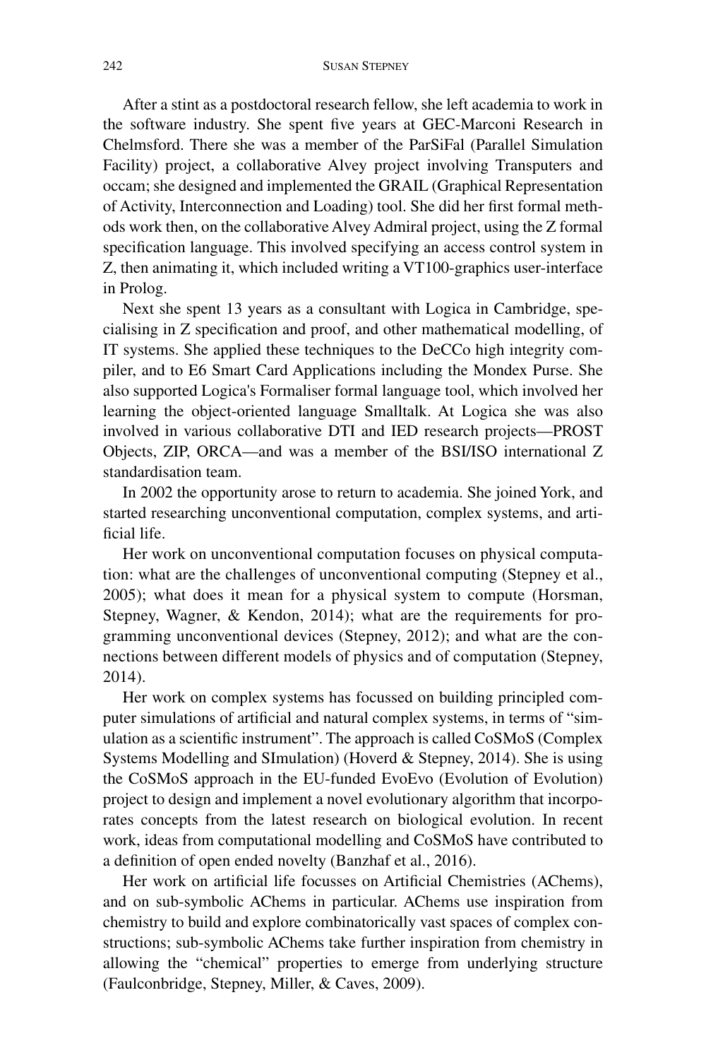After a stint as a postdoctoral research fellow, she left academia to work in the software industry. She spent five years at GEC-Marconi Research in Chelmsford. There she was a member of the ParSiFal (Parallel Simulation Facility) project, a collaborative Alvey project involving Transputers and occam; she designed and implemented the GRAIL (Graphical Representation of Activity, Interconnection and Loading) tool. She did her first formal methods work then, on the collaborative Alvey Admiral project, using the Z formal specification language. This involved specifying an access control system in Z, then animating it, which included writing a VT100-graphics user-interface in Prolog.

Next she spent 13 years as a consultant with Logica in Cambridge, specialising in Z specification and proof, and other mathematical modelling, of IT systems. She applied these techniques to the DeCCo high integrity compiler, and to E6 Smart Card Applications including the Mondex Purse. She also supported Logica's Formaliser formal language tool, which involved her learning the object-oriented language Smalltalk. At Logica she was also involved in various collaborative DTI and IED research projects—PROST Objects, ZIP, ORCA—and was a member of the BSI/ISO international Z standardisation team.

In 2002 the opportunity arose to return to academia. She joined York, and started researching unconventional computation, complex systems, and artificial life.

Her work on unconventional computation focuses on physical computation: what are the challenges of unconventional computing (Stepney et al., 2005); what does it mean for a physical system to compute (Horsman, Stepney, Wagner, & Kendon, 2014); what are the requirements for programming unconventional devices (Stepney, 2012); and what are the connections between different models of physics and of computation (Stepney, 2014).

Her work on complex systems has focussed on building principled computer simulations of artificial and natural complex systems, in terms of "simulation as a scientific instrument". The approach is called CoSMoS (Complex Systems Modelling and SImulation) (Hoverd & Stepney, 2014). She is using the CoSMoS approach in the EU-funded EvoEvo (Evolution of Evolution) project to design and implement a novel evolutionary algorithm that incorporates concepts from the latest research on biological evolution. In recent work, ideas from computational modelling and CoSMoS have contributed to a definition of open ended novelty (Banzhaf et al., 2016).

Her work on artificial life focusses on Artificial Chemistries (AChems), and on sub-symbolic AChems in particular. AChems use inspiration from chemistry to build and explore combinatorically vast spaces of complex constructions; sub-symbolic AChems take further inspiration from chemistry in allowing the "chemical" properties to emerge from underlying structure (Faulconbridge, Stepney, Miller, & Caves, 2009).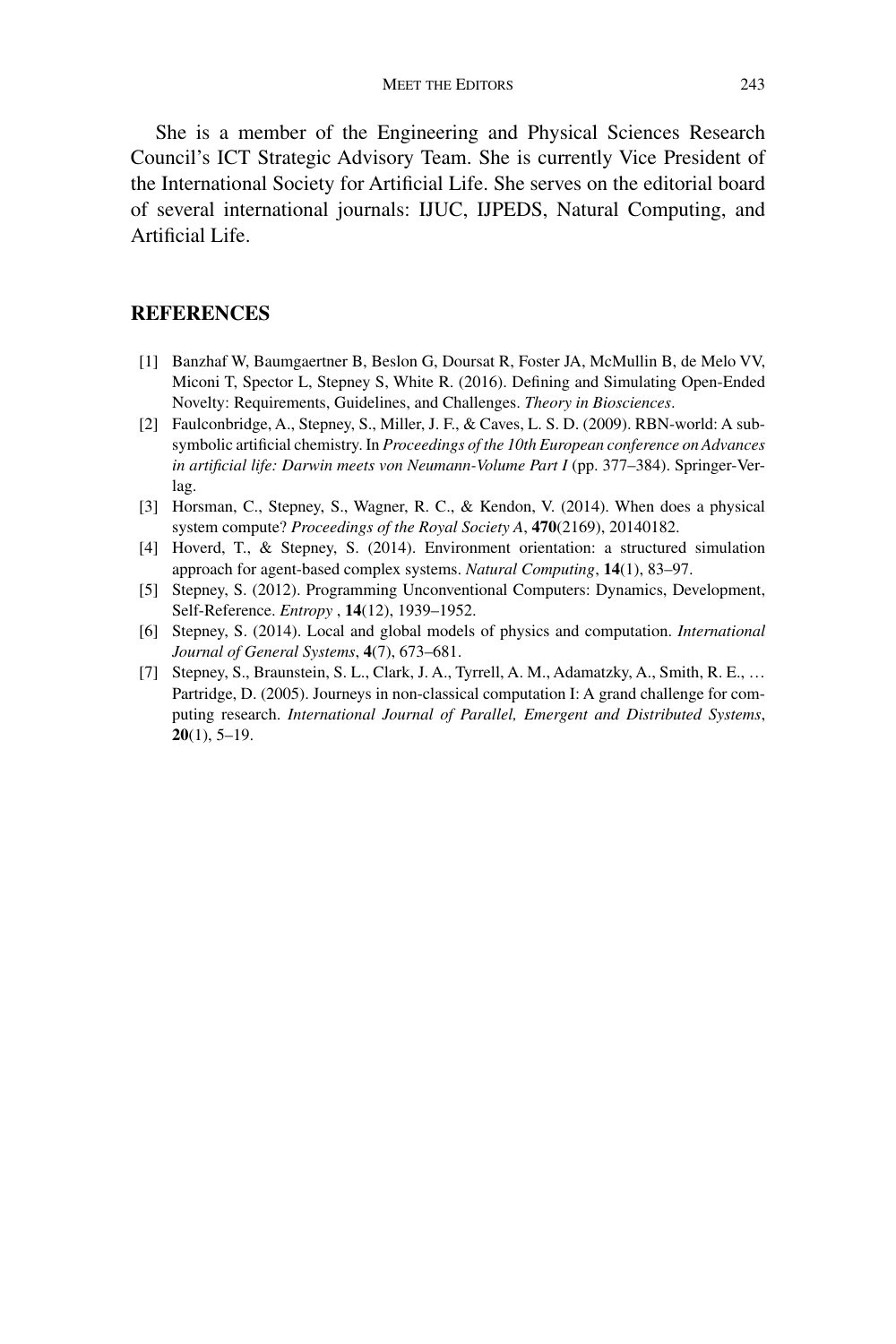She is a member of the Engineering and Physical Sciences Research Council's ICT Strategic Advisory Team. She is currently Vice President of the International Society for Artificial Life. She serves on the editorial board of several international journals: IJUC, IJPEDS, Natural Computing, and Artificial Life.

## REFERENCES

[1] Banzhaf W, Baumgaertner B, Beslon G, Doursat R, Foster JA, McMullin B, de Melo VV, Miconi T, Spector L, Stepney S, White R. (2016). Defining and Simulating Open-Ended Novelty: Requirements, Guidelines, and Challenges. *Theory in Biosciences*.

[2] Faulconbridge, A., Stepney, S., Miller, J. F., & Caves, L. S. D. (2009). RBN-world: A sub-symbolic artificial chemistry. In *Proceedings of the 10th European conference on Advances in artificial life: Darwin meets von Neumann-Volume Part I* (pp. 377–384). Springer-Verlag.

[3] Horsman, C., Stepney, S., Wagner, R. C., & Kendon, V. (2014). When does a physical system compute? *Proceedings of the Royal Society A*, **470**(2169), 20140182.

[4] Hoverd, T., & Stepney, S. (2014). Environment orientation: a structured simulation approach for agent-based complex systems. *Natural Computing*, **14**(1), 83–97.

[5] Stepney, S. (2012). Programming Unconventional Computers: Dynamics, Development, Self-Reference. *Entropy* , **14**(12), 1939–1952.

[6] Stepney, S. (2014). Local and global models of physics and computation. *International Journal of General Systems*, **4**(7), 673–681.

[7] Stepney, S., Braunstein, S. L., Clark, J. A., Tyrrell, A. M., Adamatzky, A., Smith, R. E., … Partridge, D. (2005). Journeys in non-classical computation I: A grand challenge for computing research. *International Journal of Parallel, Emergent and Distributed Systems*, **20**(1), 5–19.